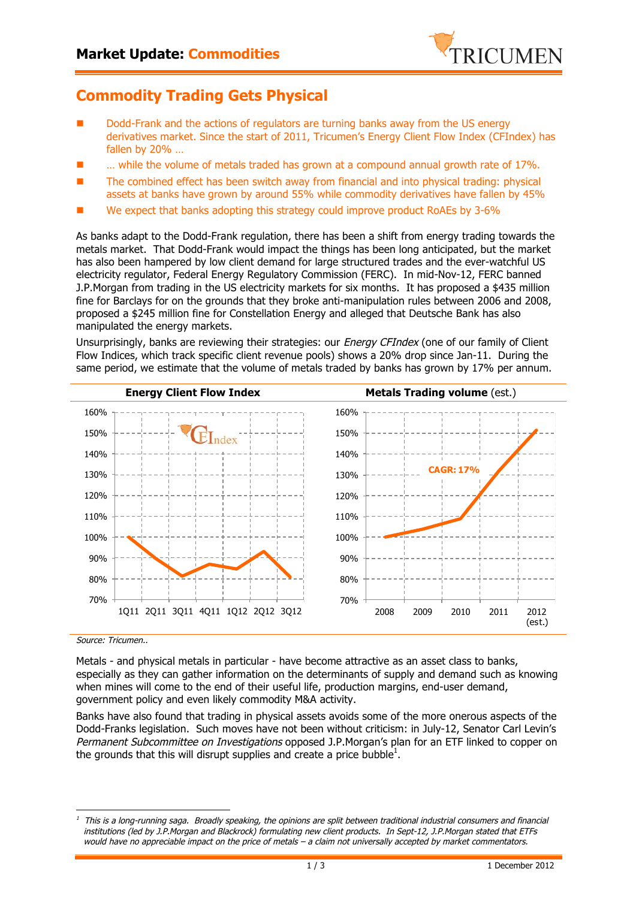## Market Update: Commodities

# Commodity Trading Gets Physical

- Dodd-Frank and the actions of regulators are turning banks away from the US energy derivatives market. Since the start of 2011, Tricumen's Energy Client Flow Index (CFIndex) has fallen by 20% …
- … while the volume of metals traded has grown at a compound annual growth rate of 17%.
- The combined effect has been switch away from financial and into physical trading: physical assets at banks have grown by around 55% while commodity derivatives have fallen by 45%
- We expect that banks adopting this strategy could improve product RoAEs by 3-6%

As banks adapt to the Dodd-Frank regulation, there has been a shift from energy trading towards the metals market. That Dodd-Frank would impact the things has been long anticipated, but the market has also been hampered by low client demand for large structured trades and the ever-watchful US electricity regulator, Federal Energy Regulatory Commission (FERC). In mid-Nov-12, FERC banned J.P.Morgan from trading in the US electricity markets for six months. It has proposed a $435 million fine for Barclays for on the grounds that they broke anti-manipulation rules between 2006 and 2008, proposed a $245 million fine for Constellation Energy and alleged that Deutsche Bank has also manipulated the energy markets.

Unsurprisingly, banks are reviewing their strategies: our *Energy CFIndex* (one of our family of Client Flow Indices, which track specific client revenue pools) shows a 20% drop since Jan-11. During the same period, we estimate that the volume of metals traded by banks has grown by 17% per annum.

**Energy Client Flow Index**

**Metals Trading volume** (est.)

Source: Tricumen..

Metals - and physical metals in particular - have become attractive as an asset class to banks, especially as they can gather information on the determinants of supply and demand such as knowing when mines will come to the end of their useful life, production margins, end-user demand, government policy and even likely commodity M&A activity.

Banks have also found that trading in physical assets avoids some of the more onerous aspects of the Dodd-Franks legislation. Such moves have not been without criticism: in July-12, Senator Carl Levin's *Permanent Subcommittee on Investigations* opposed J.P.Morgan's plan for an ETF linked to copper on the grounds that this will disrupt supplies and create a price bubble[1].

---

[1] *This is a long-running saga. Broadly speaking, the opinions are split between traditional industrial consumers and financial institutions (led by J.P.Morgan and Blackrock) formulating new client products. In Sept-12, J.P.Morgan stated that ETFs would have no appreciable impact on the price of metals – a claim not universally accepted by market commentators.*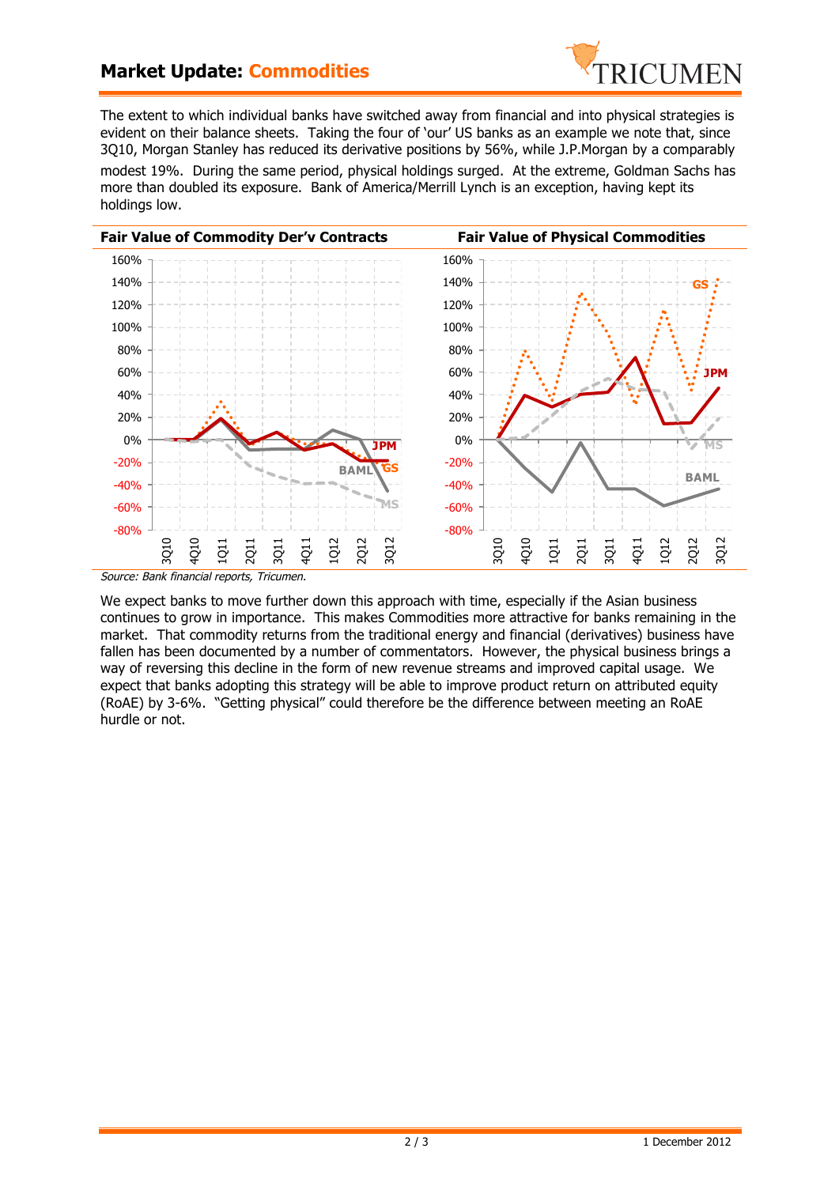## Market Update: Commodities

The extent to which individual banks have switched away from financial and into physical strategies is evident on their balance sheets. Taking the four of 'our' US banks as an example we note that, since 3Q10, Morgan Stanley has reduced its derivative positions by 56%, while J.P.Morgan by a comparably modest 19%. During the same period, physical holdings surged. At the extreme, Goldman Sachs has more than doubled its exposure. Bank of America/Merrill Lynch is an exception, having kept its holdings low.

**Fair Value of Commodity Der'v Contracts** | **Fair Value of Physical Commodities**

*Source: Bank financial reports, Tricumen.*

We expect banks to move further down this approach with time, especially if the Asian business continues to grow in importance. This makes Commodities more attractive for banks remaining in the market. That commodity returns from the traditional energy and financial (derivatives) business have fallen has been documented by a number of commentators. However, the physical business brings a way of reversing this decline in the form of new revenue streams and improved capital usage. We expect that banks adopting this strategy will be able to improve product return on attributed equity (RoAE) by 3-6%. "Getting physical" could therefore be the difference between meeting an RoAE hurdle or not.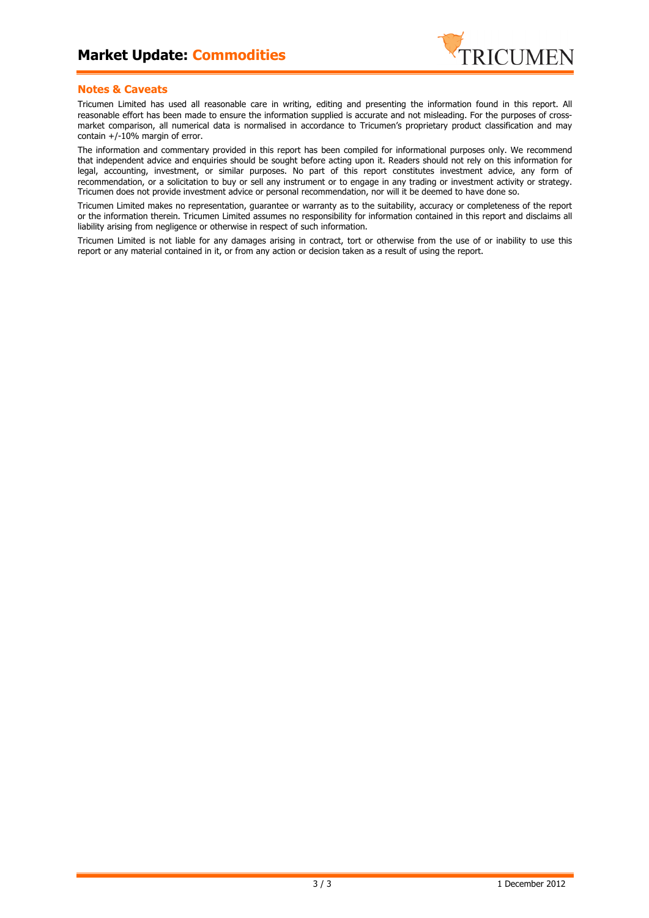## Notes & Caveats

Tricumen Limited has used all reasonable care in writing, editing and presenting the information found in this report. All reasonable effort has been made to ensure the information supplied is accurate and not misleading. For the purposes of cross-market comparison, all numerical data is normalised in accordance to Tricumen's proprietary product classification and may contain +/-10% margin of error.

The information and commentary provided in this report has been compiled for informational purposes only. We recommend that independent advice and enquiries should be sought before acting upon it. Readers should not rely on this information for legal, accounting, investment, or similar purposes. No part of this report constitutes investment advice, any form of recommendation, or a solicitation to buy or sell any instrument or to engage in any trading or investment activity or strategy. Tricumen does not provide investment advice or personal recommendation, nor will it be deemed to have done so.

Tricumen Limited makes no representation, guarantee or warranty as to the suitability, accuracy or completeness of the report or the information therein. Tricumen Limited assumes no responsibility for information contained in this report and disclaims all liability arising from negligence or otherwise in respect of such information.

Tricumen Limited is not liable for any damages arising in contract, tort or otherwise from the use of or inability to use this report or any material contained in it, or from any action or decision taken as a result of using the report.